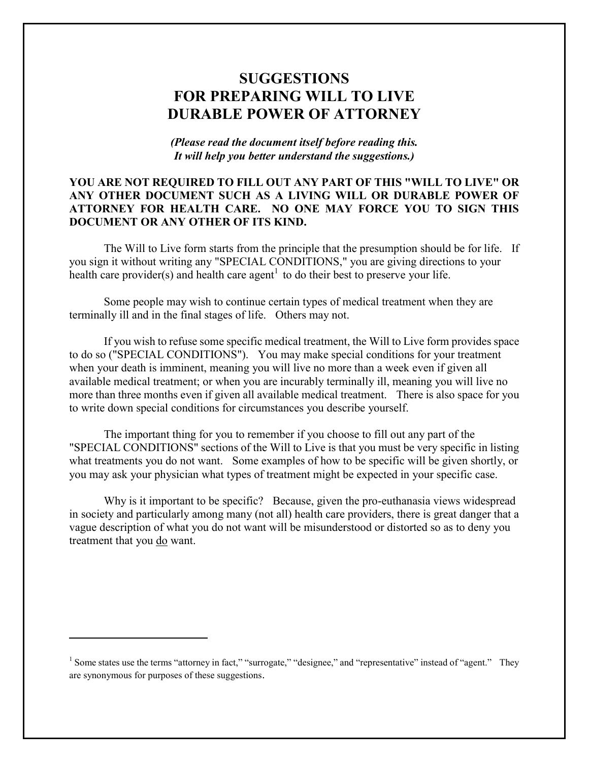# SUGGESTIONS FOR PREPARING WILL TO LIVE DURABLE POWER OF ATTORNEY

***(Please read the document itself before reading this. It will help you better understand the suggestions.)***

**YOU ARE NOT REQUIRED TO FILL OUT ANY PART OF THIS "WILL TO LIVE" OR ANY OTHER DOCUMENT SUCH AS A LIVING WILL OR DURABLE POWER OF ATTORNEY FOR HEALTH CARE. NO ONE MAY FORCE YOU TO SIGN THIS DOCUMENT OR ANY OTHER OF ITS KIND.**

The Will to Live form starts from the principle that the presumption should be for life. If you sign it without writing any "SPECIAL CONDITIONS," you are giving directions to your health care provider(s) and health care agent[1] to do their best to preserve your life.

Some people may wish to continue certain types of medical treatment when they are terminally ill and in the final stages of life. Others may not.

If you wish to refuse some specific medical treatment, the Will to Live form provides space to do so ("SPECIAL CONDITIONS"). You may make special conditions for your treatment when your death is imminent, meaning you will live no more than a week even if given all available medical treatment; or when you are incurably terminally ill, meaning you will live no more than three months even if given all available medical treatment. There is also space for you to write down special conditions for circumstances you describe yourself.

The important thing for you to remember if you choose to fill out any part of the "SPECIAL CONDITIONS" sections of the Will to Live is that you must be very specific in listing what treatments you do not want. Some examples of how to be specific will be given shortly, or you may ask your physician what types of treatment might be expected in your specific case.

Why is it important to be specific? Because, given the pro-euthanasia views widespread in society and particularly among many (not all) health care providers, there is great danger that a vague description of what you do not want will be misunderstood or distorted so as to deny you treatment that you do want.

---

[1] Some states use the terms "attorney in fact," "surrogate," "designee," and "representative" instead of "agent." They are synonymous for purposes of these suggestions.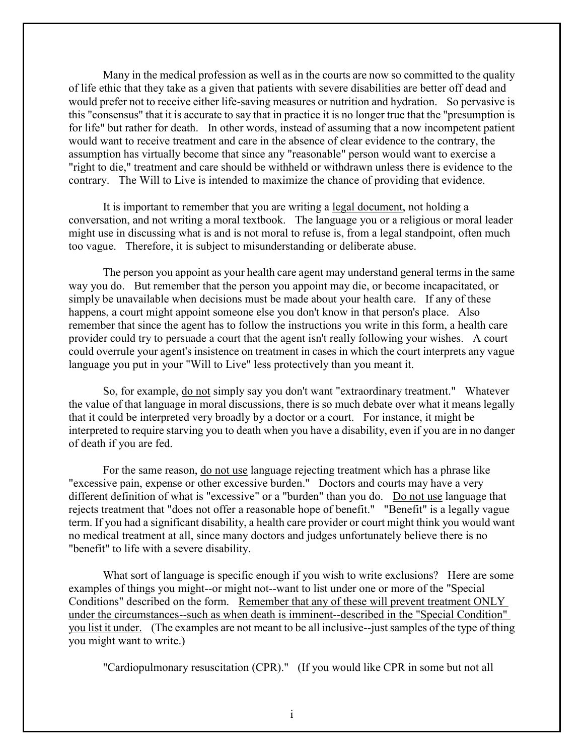Many in the medical profession as well as in the courts are now so committed to the quality of life ethic that they take as a given that patients with severe disabilities are better off dead and would prefer not to receive either life-saving measures or nutrition and hydration. So pervasive is this "consensus" that it is accurate to say that in practice it is no longer true that the "presumption is for life" but rather for death. In other words, instead of assuming that a now incompetent patient would want to receive treatment and care in the absence of clear evidence to the contrary, the assumption has virtually become that since any "reasonable" person would want to exercise a "right to die," treatment and care should be withheld or withdrawn unless there is evidence to the contrary. The Will to Live is intended to maximize the chance of providing that evidence.

It is important to remember that you are writing a <u>legal document</u>, not holding a conversation, and not writing a moral textbook. The language you or a religious or moral leader might use in discussing what is and is not moral to refuse is, from a legal standpoint, often much too vague. Therefore, it is subject to misunderstanding or deliberate abuse.

The person you appoint as your health care agent may understand general terms in the same way you do. But remember that the person you appoint may die, or become incapacitated, or simply be unavailable when decisions must be made about your health care. If any of these happens, a court might appoint someone else you don't know in that person's place. Also remember that since the agent has to follow the instructions you write in this form, a health care provider could try to persuade a court that the agent isn't really following your wishes. A court could overrule your agent's insistence on treatment in cases in which the court interprets any vague language you put in your "Will to Live" less protectively than you meant it.

So, for example, <u>do not</u> simply say you don't want "extraordinary treatment." Whatever the value of that language in moral discussions, there is so much debate over what it means legally that it could be interpreted very broadly by a doctor or a court. For instance, it might be interpreted to require starving you to death when you have a disability, even if you are in no danger of death if you are fed.

For the same reason, <u>do not use</u> language rejecting treatment which has a phrase like "excessive pain, expense or other excessive burden." Doctors and courts may have a very different definition of what is "excessive" or a "burden" than you do. <u>Do not use</u> language that rejects treatment that "does not offer a reasonable hope of benefit." "Benefit" is a legally vague term. If you had a significant disability, a health care provider or court might think you would want no medical treatment at all, since many doctors and judges unfortunately believe there is no "benefit" to life with a severe disability.

What sort of language is specific enough if you wish to write exclusions? Here are some examples of things you might--or might not--want to list under one or more of the "Special Conditions" described on the form. <u>Remember that any of these will prevent treatment ONLY under the circumstances--such as when death is imminent--described in the "Special Condition" you list it under.</u> (The examples are not meant to be all inclusive--just samples of the type of thing you might want to write.)

"Cardiopulmonary resuscitation (CPR)." (If you would like CPR in some but not all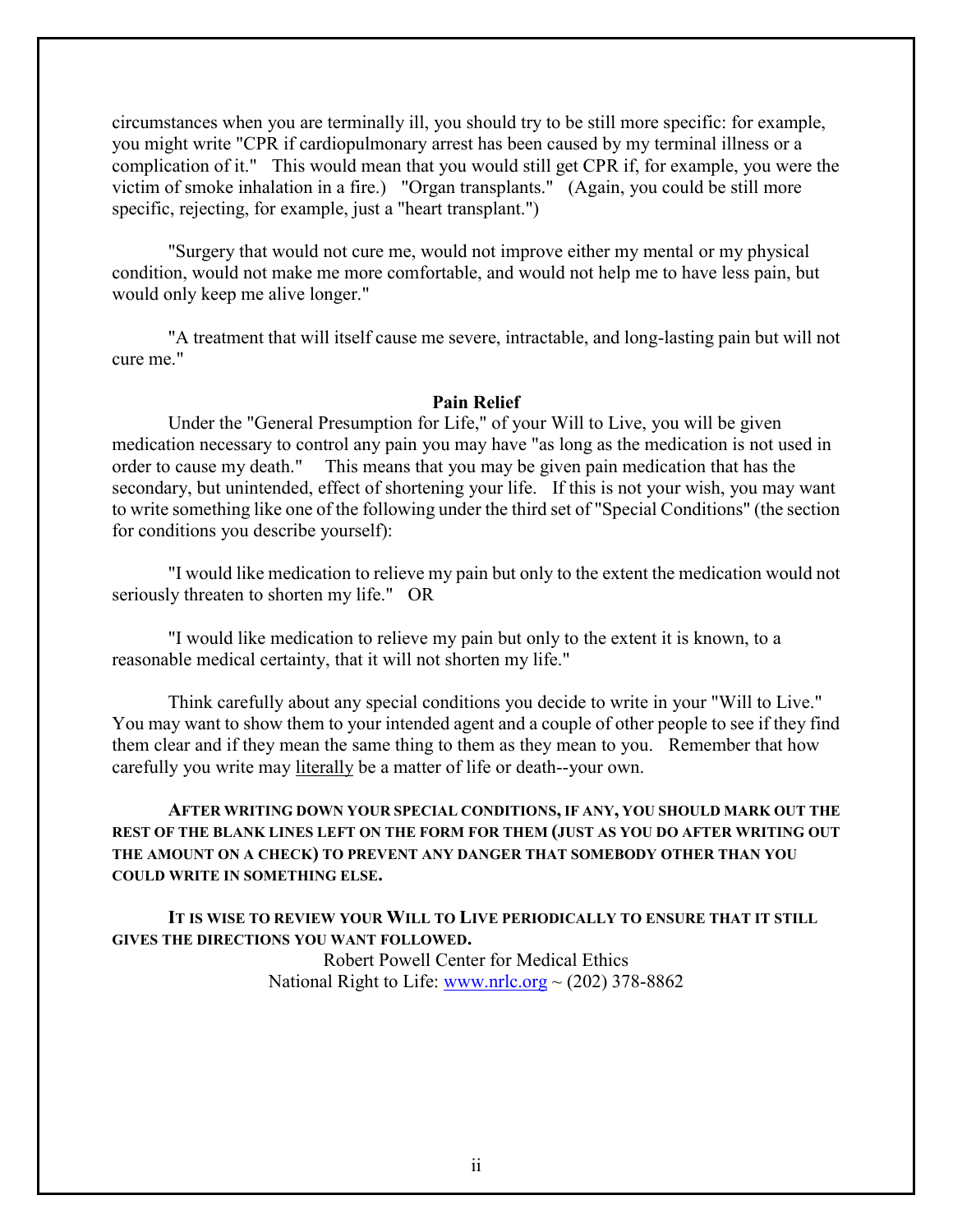circumstances when you are terminally ill, you should try to be still more specific: for example, you might write "CPR if cardiopulmonary arrest has been caused by my terminal illness or a complication of it." This would mean that you would still get CPR if, for example, you were the victim of smoke inhalation in a fire.) "Organ transplants." (Again, you could be still more specific, rejecting, for example, just a "heart transplant.")

"Surgery that would not cure me, would not improve either my mental or my physical condition, would not make me more comfortable, and would not help me to have less pain, but would only keep me alive longer."

"A treatment that will itself cause me severe, intractable, and long-lasting pain but will not cure me."

**Pain Relief**

Under the "General Presumption for Life," of your Will to Live, you will be given medication necessary to control any pain you may have "as long as the medication is not used in order to cause my death." This means that you may be given pain medication that has the secondary, but unintended, effect of shortening your life. If this is not your wish, you may want to write something like one of the following under the third set of "Special Conditions" (the section for conditions you describe yourself):

"I would like medication to relieve my pain but only to the extent the medication would not seriously threaten to shorten my life." OR

"I would like medication to relieve my pain but only to the extent it is known, to a reasonable medical certainty, that it will not shorten my life."

Think carefully about any special conditions you decide to write in your "Will to Live." You may want to show them to your intended agent and a couple of other people to see if they find them clear and if they mean the same thing to them as they mean to you. Remember that how carefully you write may <u>literally</u> be a matter of life or death--your own.

**AFTER WRITING DOWN YOUR SPECIAL CONDITIONS, IF ANY, YOU SHOULD MARK OUT THE REST OF THE BLANK LINES LEFT ON THE FORM FOR THEM (JUST AS YOU DO AFTER WRITING OUT THE AMOUNT ON A CHECK) TO PREVENT ANY DANGER THAT SOMEBODY OTHER THAN YOU COULD WRITE IN SOMETHING ELSE.**

**IT IS WISE TO REVIEW YOUR WILL TO LIVE PERIODICALLY TO ENSURE THAT IT STILL GIVES THE DIRECTIONS YOU WANT FOLLOWED.**

Robert Powell Center for Medical Ethics
National Right to Life: www.nrlc.org ~ (202) 378-8862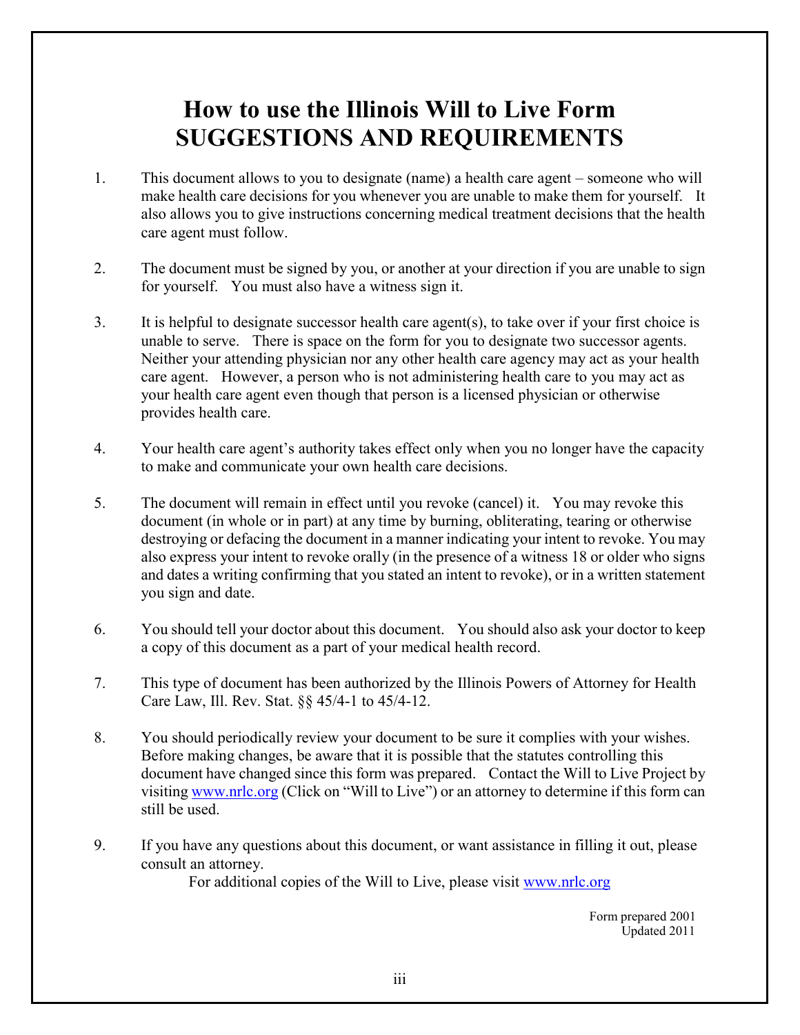# How to use the Illinois Will to Live Form
# SUGGESTIONS AND REQUIREMENTS

1. This document allows to you to designate (name) a health care agent – someone who will make health care decisions for you whenever you are unable to make them for yourself. It also allows you to give instructions concerning medical treatment decisions that the health care agent must follow.

2. The document must be signed by you, or another at your direction if you are unable to sign for yourself. You must also have a witness sign it.

3. It is helpful to designate successor health care agent(s), to take over if your first choice is unable to serve. There is space on the form for you to designate two successor agents. Neither your attending physician nor any other health care agency may act as your health care agent. However, a person who is not administering health care to you may act as your health care agent even though that person is a licensed physician or otherwise provides health care.

4. Your health care agent's authority takes effect only when you no longer have the capacity to make and communicate your own health care decisions.

5. The document will remain in effect until you revoke (cancel) it. You may revoke this document (in whole or in part) at any time by burning, obliterating, tearing or otherwise destroying or defacing the document in a manner indicating your intent to revoke. You may also express your intent to revoke orally (in the presence of a witness 18 or older who signs and dates a writing confirming that you stated an intent to revoke), or in a written statement you sign and date.

6. You should tell your doctor about this document. You should also ask your doctor to keep a copy of this document as a part of your medical health record.

7. This type of document has been authorized by the Illinois Powers of Attorney for Health Care Law, Ill. Rev. Stat. §§ 45/4-1 to 45/4-12.

8. You should periodically review your document to be sure it complies with your wishes. Before making changes, be aware that it is possible that the statutes controlling this document have changed since this form was prepared. Contact the Will to Live Project by visiting www.nrlc.org (Click on "Will to Live") or an attorney to determine if this form can still be used.

9. If you have any questions about this document, or want assistance in filling it out, please consult an attorney.

For additional copies of the Will to Live, please visit www.nrlc.org

Form prepared 2001
Updated 2011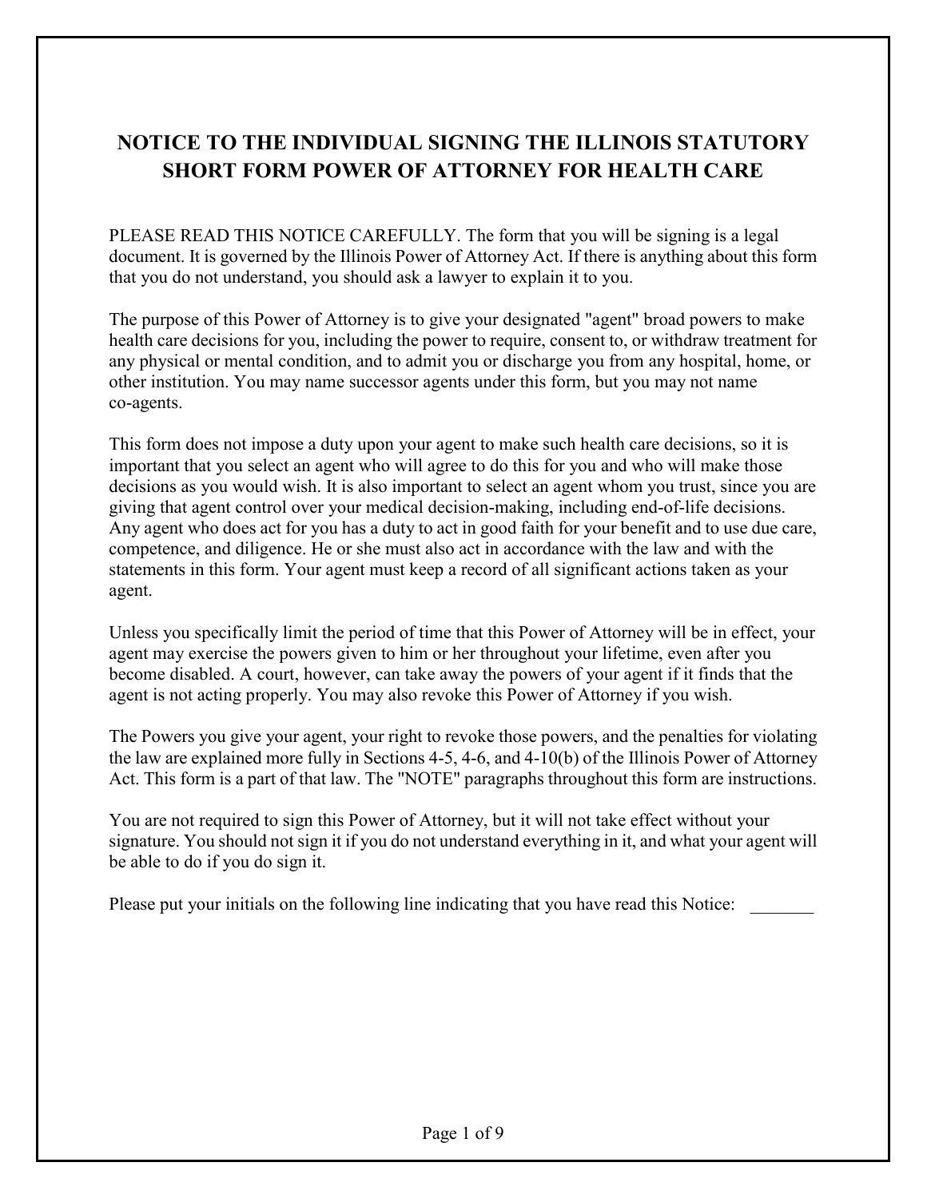# NOTICE TO THE INDIVIDUAL SIGNING THE ILLINOIS STATUTORY SHORT FORM POWER OF ATTORNEY FOR HEALTH CARE

PLEASE READ THIS NOTICE CAREFULLY. The form that you will be signing is a legal document. It is governed by the Illinois Power of Attorney Act. If there is anything about this form that you do not understand, you should ask a lawyer to explain it to you.

The purpose of this Power of Attorney is to give your designated "agent" broad powers to make health care decisions for you, including the power to require, consent to, or withdraw treatment for any physical or mental condition, and to admit you or discharge you from any hospital, home, or other institution. You may name successor agents under this form, but you may not name co-agents.

This form does not impose a duty upon your agent to make such health care decisions, so it is important that you select an agent who will agree to do this for you and who will make those decisions as you would wish. It is also important to select an agent whom you trust, since you are giving that agent control over your medical decision-making, including end-of-life decisions. Any agent who does act for you has a duty to act in good faith for your benefit and to use due care, competence, and diligence. He or she must also act in accordance with the law and with the statements in this form. Your agent must keep a record of all significant actions taken as your agent.

Unless you specifically limit the period of time that this Power of Attorney will be in effect, your agent may exercise the powers given to him or her throughout your lifetime, even after you become disabled. A court, however, can take away the powers of your agent if it finds that the agent is not acting properly. You may also revoke this Power of Attorney if you wish.

The Powers you give your agent, your right to revoke those powers, and the penalties for violating the law are explained more fully in Sections 4-5, 4-6, and 4-10(b) of the Illinois Power of Attorney Act. This form is a part of that law. The "NOTE" paragraphs throughout this form are instructions.

You are not required to sign this Power of Attorney, but it will not take effect without your signature. You should not sign it if you do not understand everything in it, and what your agent will be able to do if you do sign it.

Please put your initials on the following line indicating that you have read this Notice: _______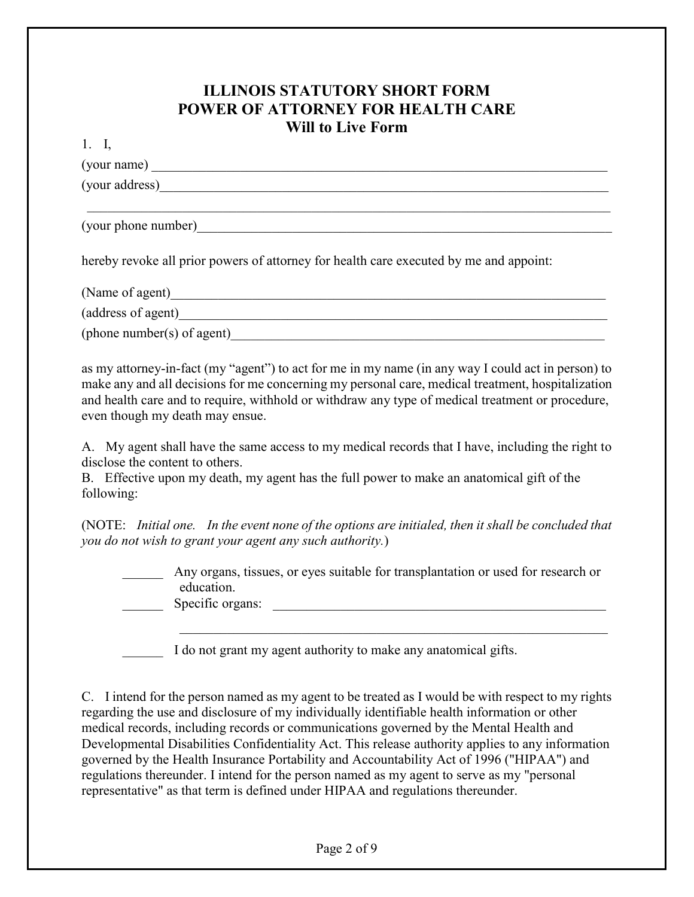# ILLINOIS STATUTORY SHORT FORM
# POWER OF ATTORNEY FOR HEALTH CARE
### Will to Live Form

1. I,

(your name) ______________________________________________________________________

(your address)_____________________________________________________________________

_________________________________________________________________________________

(your phone number)________________________________________________________________

hereby revoke all prior powers of attorney for health care executed by me and appoint:

(Name of agent)____________________________________________________________________

(address of agent)___________________________________________________________________

(phone number(s) of agent)___________________________________________________________

as my attorney-in-fact (my "agent") to act for me in my name (in any way I could act in person) to make any and all decisions for me concerning my personal care, medical treatment, hospitalization and health care and to require, withhold or withdraw any type of medical treatment or procedure, even though my death may ensue.

A. My agent shall have the same access to my medical records that I have, including the right to disclose the content to others.

B. Effective upon my death, my agent has the full power to make an anatomical gift of the following:

(NOTE: *Initial one. In the event none of the options are initialed, then it shall be concluded that you do not wish to grant your agent any such authority.*)

______ Any organs, tissues, or eyes suitable for transplantation or used for research or education.

______ Specific organs: ____________________________________________________

_________________________________________________________________

______ I do not grant my agent authority to make any anatomical gifts.

C. I intend for the person named as my agent to be treated as I would be with respect to my rights regarding the use and disclosure of my individually identifiable health information or other medical records, including records or communications governed by the Mental Health and Developmental Disabilities Confidentiality Act. This release authority applies to any information governed by the Health Insurance Portability and Accountability Act of 1996 ("HIPAA") and regulations thereunder. I intend for the person named as my agent to serve as my "personal representative" as that term is defined under HIPAA and regulations thereunder.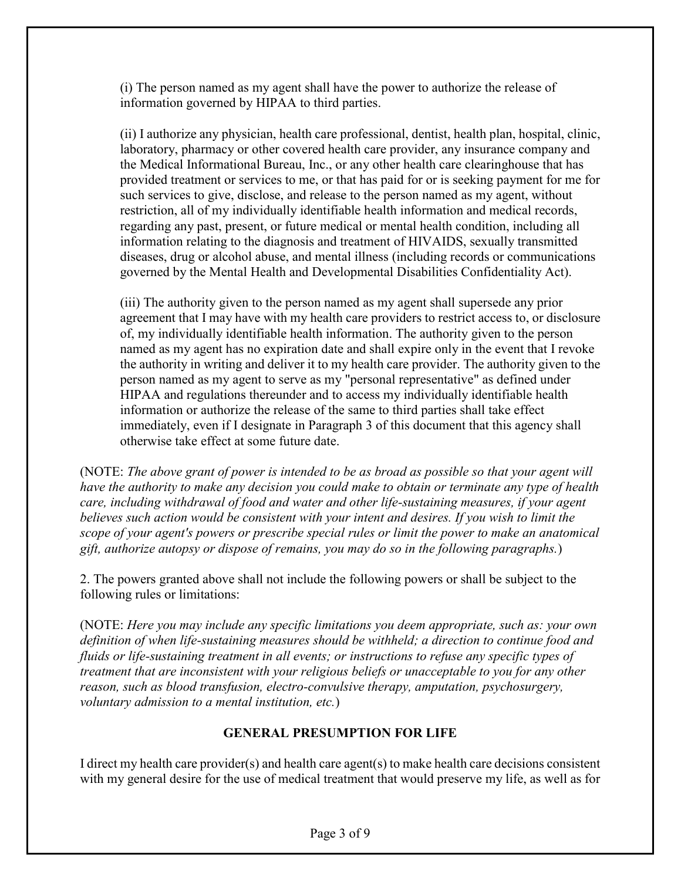(i) The person named as my agent shall have the power to authorize the release of information governed by HIPAA to third parties.

(ii) I authorize any physician, health care professional, dentist, health plan, hospital, clinic, laboratory, pharmacy or other covered health care provider, any insurance company and the Medical Informational Bureau, Inc., or any other health care clearinghouse that has provided treatment or services to me, or that has paid for or is seeking payment for me for such services to give, disclose, and release to the person named as my agent, without restriction, all of my individually identifiable health information and medical records, regarding any past, present, or future medical or mental health condition, including all information relating to the diagnosis and treatment of HIVAIDS, sexually transmitted diseases, drug or alcohol abuse, and mental illness (including records or communications governed by the Mental Health and Developmental Disabilities Confidentiality Act).

(iii) The authority given to the person named as my agent shall supersede any prior agreement that I may have with my health care providers to restrict access to, or disclosure of, my individually identifiable health information. The authority given to the person named as my agent has no expiration date and shall expire only in the event that I revoke the authority in writing and deliver it to my health care provider. The authority given to the person named as my agent to serve as my "personal representative" as defined under HIPAA and regulations thereunder and to access my individually identifiable health information or authorize the release of the same to third parties shall take effect immediately, even if I designate in Paragraph 3 of this document that this agency shall otherwise take effect at some future date.

(NOTE: *The above grant of power is intended to be as broad as possible so that your agent will have the authority to make any decision you could make to obtain or terminate any type of health care, including withdrawal of food and water and other life-sustaining measures, if your agent believes such action would be consistent with your intent and desires. If you wish to limit the scope of your agent's powers or prescribe special rules or limit the power to make an anatomical gift, authorize autopsy or dispose of remains, you may do so in the following paragraphs.*)

2. The powers granted above shall not include the following powers or shall be subject to the following rules or limitations:

(NOTE: *Here you may include any specific limitations you deem appropriate, such as: your own definition of when life-sustaining measures should be withheld; a direction to continue food and fluids or life-sustaining treatment in all events; or instructions to refuse any specific types of treatment that are inconsistent with your religious beliefs or unacceptable to you for any other reason, such as blood transfusion, electro-convulsive therapy, amputation, psychosurgery, voluntary admission to a mental institution, etc.*)

**GENERAL PRESUMPTION FOR LIFE**

I direct my health care provider(s) and health care agent(s) to make health care decisions consistent with my general desire for the use of medical treatment that would preserve my life, as well as for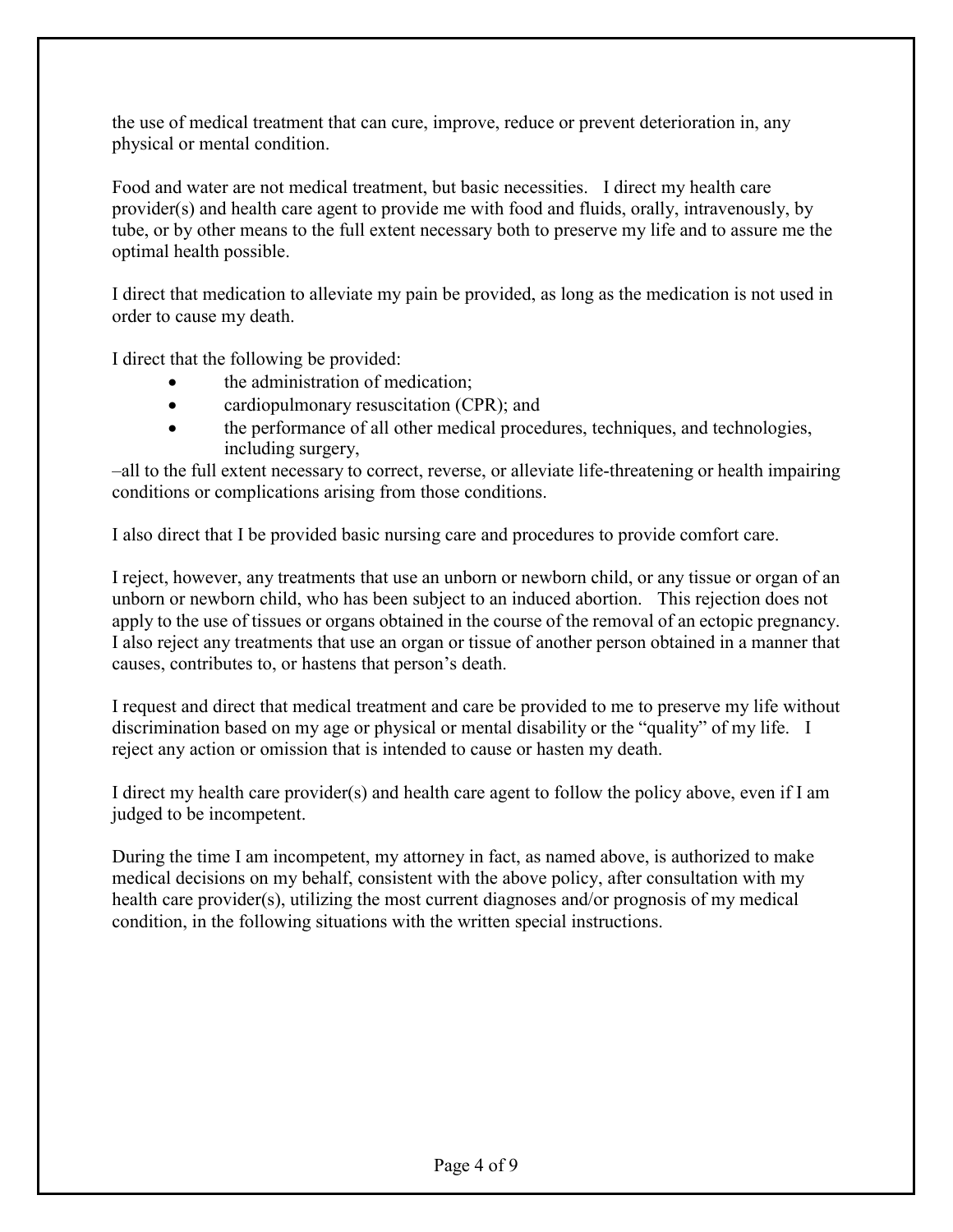the use of medical treatment that can cure, improve, reduce or prevent deterioration in, any physical or mental condition.

Food and water are not medical treatment, but basic necessities. I direct my health care provider(s) and health care agent to provide me with food and fluids, orally, intravenously, by tube, or by other means to the full extent necessary both to preserve my life and to assure me the optimal health possible.

I direct that medication to alleviate my pain be provided, as long as the medication is not used in order to cause my death.

I direct that the following be provided:

- the administration of medication;
- cardiopulmonary resuscitation (CPR); and
- the performance of all other medical procedures, techniques, and technologies, including surgery,

–all to the full extent necessary to correct, reverse, or alleviate life-threatening or health impairing conditions or complications arising from those conditions.

I also direct that I be provided basic nursing care and procedures to provide comfort care.

I reject, however, any treatments that use an unborn or newborn child, or any tissue or organ of an unborn or newborn child, who has been subject to an induced abortion. This rejection does not apply to the use of tissues or organs obtained in the course of the removal of an ectopic pregnancy. I also reject any treatments that use an organ or tissue of another person obtained in a manner that causes, contributes to, or hastens that person's death.

I request and direct that medical treatment and care be provided to me to preserve my life without discrimination based on my age or physical or mental disability or the "quality" of my life. I reject any action or omission that is intended to cause or hasten my death.

I direct my health care provider(s) and health care agent to follow the policy above, even if I am judged to be incompetent.

During the time I am incompetent, my attorney in fact, as named above, is authorized to make medical decisions on my behalf, consistent with the above policy, after consultation with my health care provider(s), utilizing the most current diagnoses and/or prognosis of my medical condition, in the following situations with the written special instructions.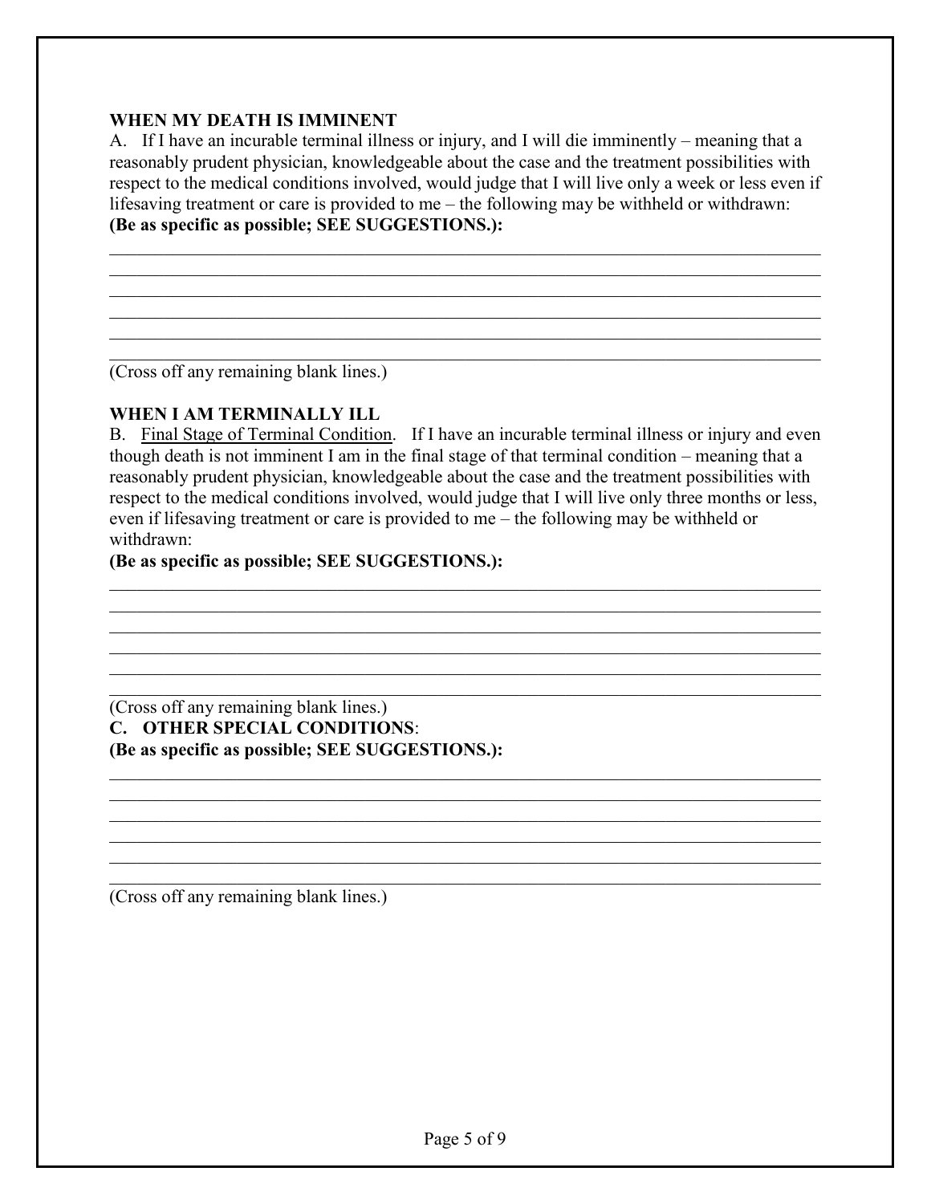### WHEN MY DEATH IS IMMINENT

A. If I have an incurable terminal illness or injury, and I will die imminently – meaning that a reasonably prudent physician, knowledgeable about the case and the treatment possibilities with respect to the medical conditions involved, would judge that I will live only a week or less even if lifesaving treatment or care is provided to me – the following may be withheld or withdrawn: **(Be as specific as possible; SEE SUGGESTIONS.):**

\_\_\_\_\_\_\_\_\_\_\_\_\_\_\_\_\_\_\_\_\_\_\_\_\_\_\_\_\_\_\_\_\_\_\_\_\_\_\_\_\_\_\_\_\_\_\_\_\_\_\_\_\_\_\_\_\_\_\_\_\_\_\_\_\_\_\_\_\_\_\_\_\_\_\_\_

\_\_\_\_\_\_\_\_\_\_\_\_\_\_\_\_\_\_\_\_\_\_\_\_\_\_\_\_\_\_\_\_\_\_\_\_\_\_\_\_\_\_\_\_\_\_\_\_\_\_\_\_\_\_\_\_\_\_\_\_\_\_\_\_\_\_\_\_\_\_\_\_\_\_\_\_

\_\_\_\_\_\_\_\_\_\_\_\_\_\_\_\_\_\_\_\_\_\_\_\_\_\_\_\_\_\_\_\_\_\_\_\_\_\_\_\_\_\_\_\_\_\_\_\_\_\_\_\_\_\_\_\_\_\_\_\_\_\_\_\_\_\_\_\_\_\_\_\_\_\_\_\_

\_\_\_\_\_\_\_\_\_\_\_\_\_\_\_\_\_\_\_\_\_\_\_\_\_\_\_\_\_\_\_\_\_\_\_\_\_\_\_\_\_\_\_\_\_\_\_\_\_\_\_\_\_\_\_\_\_\_\_\_\_\_\_\_\_\_\_\_\_\_\_\_\_\_\_\_

\_\_\_\_\_\_\_\_\_\_\_\_\_\_\_\_\_\_\_\_\_\_\_\_\_\_\_\_\_\_\_\_\_\_\_\_\_\_\_\_\_\_\_\_\_\_\_\_\_\_\_\_\_\_\_\_\_\_\_\_\_\_\_\_\_\_\_\_\_\_\_\_\_\_\_\_

\_\_\_\_\_\_\_\_\_\_\_\_\_\_\_\_\_\_\_\_\_\_\_\_\_\_\_\_\_\_\_\_\_\_\_\_\_\_\_\_\_\_\_\_\_\_\_\_\_\_\_\_\_\_\_\_\_\_\_\_\_\_\_\_\_\_\_\_\_\_\_\_\_\_\_\_

(Cross off any remaining blank lines.)

### WHEN I AM TERMINALLY ILL

B. Final Stage of Terminal Condition. If I have an incurable terminal illness or injury and even though death is not imminent I am in the final stage of that terminal condition – meaning that a reasonably prudent physician, knowledgeable about the case and the treatment possibilities with respect to the medical conditions involved, would judge that I will live only three months or less, even if lifesaving treatment or care is provided to me – the following may be withheld or withdrawn:

**(Be as specific as possible; SEE SUGGESTIONS.):**

\_\_\_\_\_\_\_\_\_\_\_\_\_\_\_\_\_\_\_\_\_\_\_\_\_\_\_\_\_\_\_\_\_\_\_\_\_\_\_\_\_\_\_\_\_\_\_\_\_\_\_\_\_\_\_\_\_\_\_\_\_\_\_\_\_\_\_\_\_\_\_\_\_\_\_\_

\_\_\_\_\_\_\_\_\_\_\_\_\_\_\_\_\_\_\_\_\_\_\_\_\_\_\_\_\_\_\_\_\_\_\_\_\_\_\_\_\_\_\_\_\_\_\_\_\_\_\_\_\_\_\_\_\_\_\_\_\_\_\_\_\_\_\_\_\_\_\_\_\_\_\_\_

\_\_\_\_\_\_\_\_\_\_\_\_\_\_\_\_\_\_\_\_\_\_\_\_\_\_\_\_\_\_\_\_\_\_\_\_\_\_\_\_\_\_\_\_\_\_\_\_\_\_\_\_\_\_\_\_\_\_\_\_\_\_\_\_\_\_\_\_\_\_\_\_\_\_\_\_

\_\_\_\_\_\_\_\_\_\_\_\_\_\_\_\_\_\_\_\_\_\_\_\_\_\_\_\_\_\_\_\_\_\_\_\_\_\_\_\_\_\_\_\_\_\_\_\_\_\_\_\_\_\_\_\_\_\_\_\_\_\_\_\_\_\_\_\_\_\_\_\_\_\_\_\_

\_\_\_\_\_\_\_\_\_\_\_\_\_\_\_\_\_\_\_\_\_\_\_\_\_\_\_\_\_\_\_\_\_\_\_\_\_\_\_\_\_\_\_\_\_\_\_\_\_\_\_\_\_\_\_\_\_\_\_\_\_\_\_\_\_\_\_\_\_\_\_\_\_\_\_\_

\_\_\_\_\_\_\_\_\_\_\_\_\_\_\_\_\_\_\_\_\_\_\_\_\_\_\_\_\_\_\_\_\_\_\_\_\_\_\_\_\_\_\_\_\_\_\_\_\_\_\_\_\_\_\_\_\_\_\_\_\_\_\_\_\_\_\_\_\_\_\_\_\_\_\_\_

(Cross off any remaining blank lines.)

**C. OTHER SPECIAL CONDITIONS**:

**(Be as specific as possible; SEE SUGGESTIONS.):**

\_\_\_\_\_\_\_\_\_\_\_\_\_\_\_\_\_\_\_\_\_\_\_\_\_\_\_\_\_\_\_\_\_\_\_\_\_\_\_\_\_\_\_\_\_\_\_\_\_\_\_\_\_\_\_\_\_\_\_\_\_\_\_\_\_\_\_\_\_\_\_\_\_\_\_\_

\_\_\_\_\_\_\_\_\_\_\_\_\_\_\_\_\_\_\_\_\_\_\_\_\_\_\_\_\_\_\_\_\_\_\_\_\_\_\_\_\_\_\_\_\_\_\_\_\_\_\_\_\_\_\_\_\_\_\_\_\_\_\_\_\_\_\_\_\_\_\_\_\_\_\_\_

\_\_\_\_\_\_\_\_\_\_\_\_\_\_\_\_\_\_\_\_\_\_\_\_\_\_\_\_\_\_\_\_\_\_\_\_\_\_\_\_\_\_\_\_\_\_\_\_\_\_\_\_\_\_\_\_\_\_\_\_\_\_\_\_\_\_\_\_\_\_\_\_\_\_\_\_

\_\_\_\_\_\_\_\_\_\_\_\_\_\_\_\_\_\_\_\_\_\_\_\_\_\_\_\_\_\_\_\_\_\_\_\_\_\_\_\_\_\_\_\_\_\_\_\_\_\_\_\_\_\_\_\_\_\_\_\_\_\_\_\_\_\_\_\_\_\_\_\_\_\_\_\_

\_\_\_\_\_\_\_\_\_\_\_\_\_\_\_\_\_\_\_\_\_\_\_\_\_\_\_\_\_\_\_\_\_\_\_\_\_\_\_\_\_\_\_\_\_\_\_\_\_\_\_\_\_\_\_\_\_\_\_\_\_\_\_\_\_\_\_\_\_\_\_\_\_\_\_\_

\_\_\_\_\_\_\_\_\_\_\_\_\_\_\_\_\_\_\_\_\_\_\_\_\_\_\_\_\_\_\_\_\_\_\_\_\_\_\_\_\_\_\_\_\_\_\_\_\_\_\_\_\_\_\_\_\_\_\_\_\_\_\_\_\_\_\_\_\_\_\_\_\_\_\_\_

(Cross off any remaining blank lines.)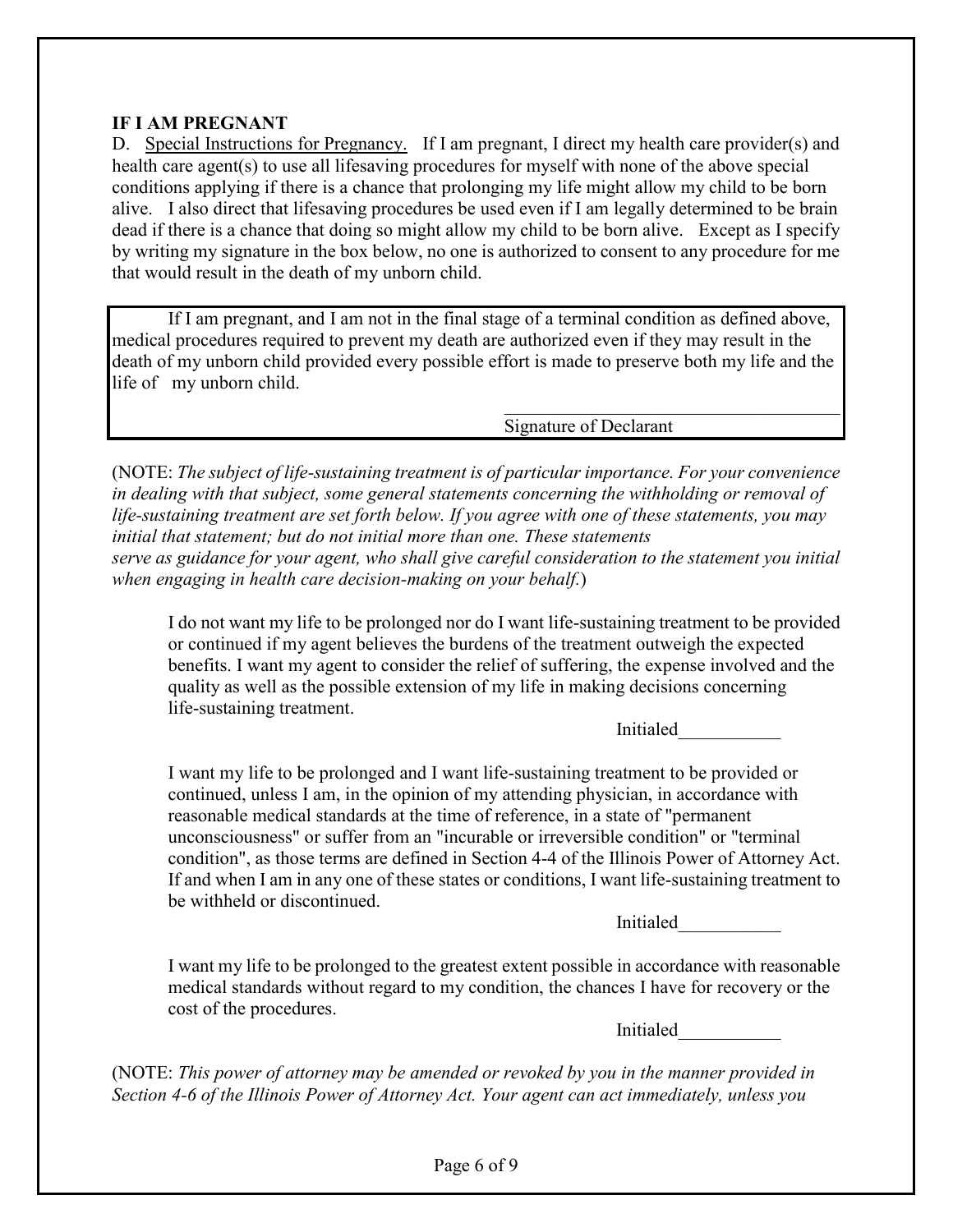**IF I AM PREGNANT**

D. <u>Special Instructions for Pregnancy.</u> If I am pregnant, I direct my health care provider(s) and health care agent(s) to use all lifesaving procedures for myself with none of the above special conditions applying if there is a chance that prolonging my life might allow my child to be born alive. I also direct that lifesaving procedures be used even if I am legally determined to be brain dead if there is a chance that doing so might allow my child to be born alive. Except as I specify by writing my signature in the box below, no one is authorized to consent to any procedure for me that would result in the death of my unborn child.

> If I am pregnant, and I am not in the final stage of a terminal condition as defined above, medical procedures required to prevent my death are authorized even if they may result in the death of my unborn child provided every possible effort is made to preserve both my life and the life of my unborn child.
>
> \_\_\_\_\_\_\_\_\_\_\_\_\_\_\_\_\_\_\_\_\_\_\_\_\_\_\_\_\_\_\_\_\_\_\_\_
> Signature of Declarant

(NOTE: *The subject of life-sustaining treatment is of particular importance. For your convenience in dealing with that subject, some general statements concerning the withholding or removal of life-sustaining treatment are set forth below. If you agree with one of these statements, you may initial that statement; but do not initial more than one. These statements serve as guidance for your agent, who shall give careful consideration to the statement you initial when engaging in health care decision-making on your behalf.*)

I do not want my life to be prolonged nor do I want life-sustaining treatment to be provided or continued if my agent believes the burdens of the treatment outweigh the expected benefits. I want my agent to consider the relief of suffering, the expense involved and the quality as well as the possible extension of my life in making decisions concerning life-sustaining treatment.

Initialed\_\_\_\_\_\_\_\_\_\_\_

I want my life to be prolonged and I want life-sustaining treatment to be provided or continued, unless I am, in the opinion of my attending physician, in accordance with reasonable medical standards at the time of reference, in a state of "permanent unconsciousness" or suffer from an "incurable or irreversible condition" or "terminal condition", as those terms are defined in Section 4-4 of the Illinois Power of Attorney Act. If and when I am in any one of these states or conditions, I want life-sustaining treatment to be withheld or discontinued.

Initialed\_\_\_\_\_\_\_\_\_\_\_

I want my life to be prolonged to the greatest extent possible in accordance with reasonable medical standards without regard to my condition, the chances I have for recovery or the cost of the procedures.

Initialed\_\_\_\_\_\_\_\_\_\_\_

(NOTE: *This power of attorney may be amended or revoked by you in the manner provided in Section 4-6 of the Illinois Power of Attorney Act. Your agent can act immediately, unless you*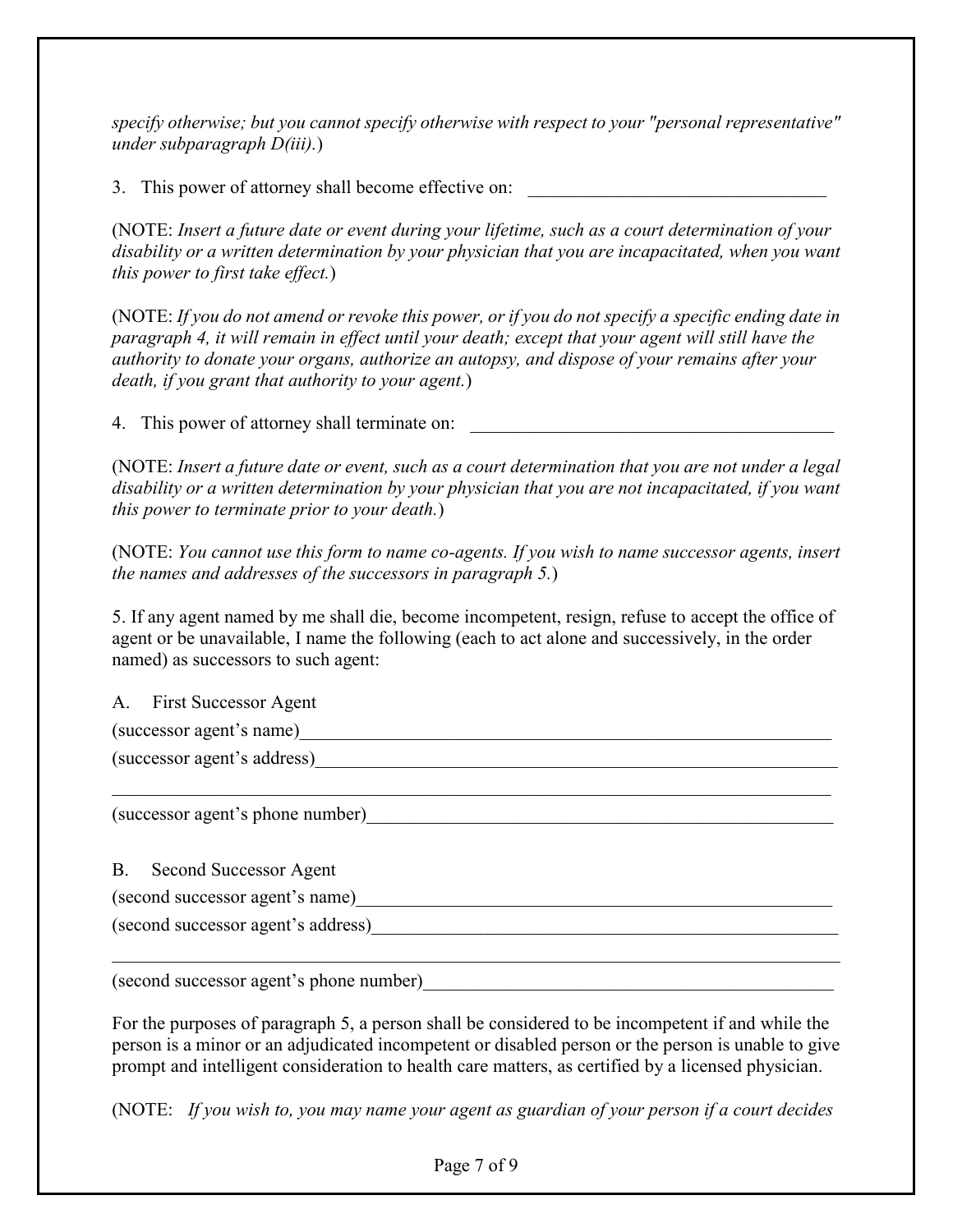*specify otherwise; but you cannot specify otherwise with respect to your "personal representative" under subparagraph D(iii).*)

3. This power of attorney shall become effective on: \_\_\_\_\_\_\_\_\_\_\_\_\_\_\_\_\_\_\_\_\_\_\_\_\_\_\_\_\_\_\_\_

(NOTE: *Insert a future date or event during your lifetime, such as a court determination of your disability or a written determination by your physician that you are incapacitated, when you want this power to first take effect.*)

(NOTE: *If you do not amend or revoke this power, or if you do not specify a specific ending date in paragraph 4, it will remain in effect until your death; except that your agent will still have the authority to donate your organs, authorize an autopsy, and dispose of your remains after your death, if you grant that authority to your agent.*)

4. This power of attorney shall terminate on: \_\_\_\_\_\_\_\_\_\_\_\_\_\_\_\_\_\_\_\_\_\_\_\_\_\_\_\_\_\_\_\_\_\_\_\_\_\_\_\_

(NOTE: *Insert a future date or event, such as a court determination that you are not under a legal disability or a written determination by your physician that you are not incapacitated, if you want this power to terminate prior to your death.*)

(NOTE: *You cannot use this form to name co-agents. If you wish to name successor agents, insert the names and addresses of the successors in paragraph 5.*)

5. If any agent named by me shall die, become incompetent, resign, refuse to accept the office of agent or be unavailable, I name the following (each to act alone and successively, in the order named) as successors to such agent:

A. First Successor Agent

(successor agent's name)\_\_\_\_\_\_\_\_\_\_\_\_\_\_\_\_\_\_\_\_\_\_\_\_\_\_\_\_\_\_\_\_\_\_\_\_\_\_\_\_\_\_\_\_\_\_\_\_\_\_\_\_\_\_\_\_

(successor agent's address)\_\_\_\_\_\_\_\_\_\_\_\_\_\_\_\_\_\_\_\_\_\_\_\_\_\_\_\_\_\_\_\_\_\_\_\_\_\_\_\_\_\_\_\_\_\_\_\_\_\_\_\_\_\_\_

\_\_\_\_\_\_\_\_\_\_\_\_\_\_\_\_\_\_\_\_\_\_\_\_\_\_\_\_\_\_\_\_\_\_\_\_\_\_\_\_\_\_\_\_\_\_\_\_\_\_\_\_\_\_\_\_\_\_\_\_\_\_\_\_\_\_\_\_\_\_\_\_\_\_\_\_\_

(successor agent's phone number)\_\_\_\_\_\_\_\_\_\_\_\_\_\_\_\_\_\_\_\_\_\_\_\_\_\_\_\_\_\_\_\_\_\_\_\_\_\_\_\_\_\_\_\_\_\_\_\_\_

B. Second Successor Agent

(second successor agent's name)\_\_\_\_\_\_\_\_\_\_\_\_\_\_\_\_\_\_\_\_\_\_\_\_\_\_\_\_\_\_\_\_\_\_\_\_\_\_\_\_\_\_\_\_\_\_\_\_\_\_

(second successor agent's address)\_\_\_\_\_\_\_\_\_\_\_\_\_\_\_\_\_\_\_\_\_\_\_\_\_\_\_\_\_\_\_\_\_\_\_\_\_\_\_\_\_\_\_\_\_\_\_\_\_

\_\_\_\_\_\_\_\_\_\_\_\_\_\_\_\_\_\_\_\_\_\_\_\_\_\_\_\_\_\_\_\_\_\_\_\_\_\_\_\_\_\_\_\_\_\_\_\_\_\_\_\_\_\_\_\_\_\_\_\_\_\_\_\_\_\_\_\_\_\_\_\_\_\_\_\_\_

(second successor agent's phone number)\_\_\_\_\_\_\_\_\_\_\_\_\_\_\_\_\_\_\_\_\_\_\_\_\_\_\_\_\_\_\_\_\_\_\_\_\_\_\_\_\_\_

For the purposes of paragraph 5, a person shall be considered to be incompetent if and while the person is a minor or an adjudicated incompetent or disabled person or the person is unable to give prompt and intelligent consideration to health care matters, as certified by a licensed physician.

(NOTE: *If you wish to, you may name your agent as guardian of your person if a court decides*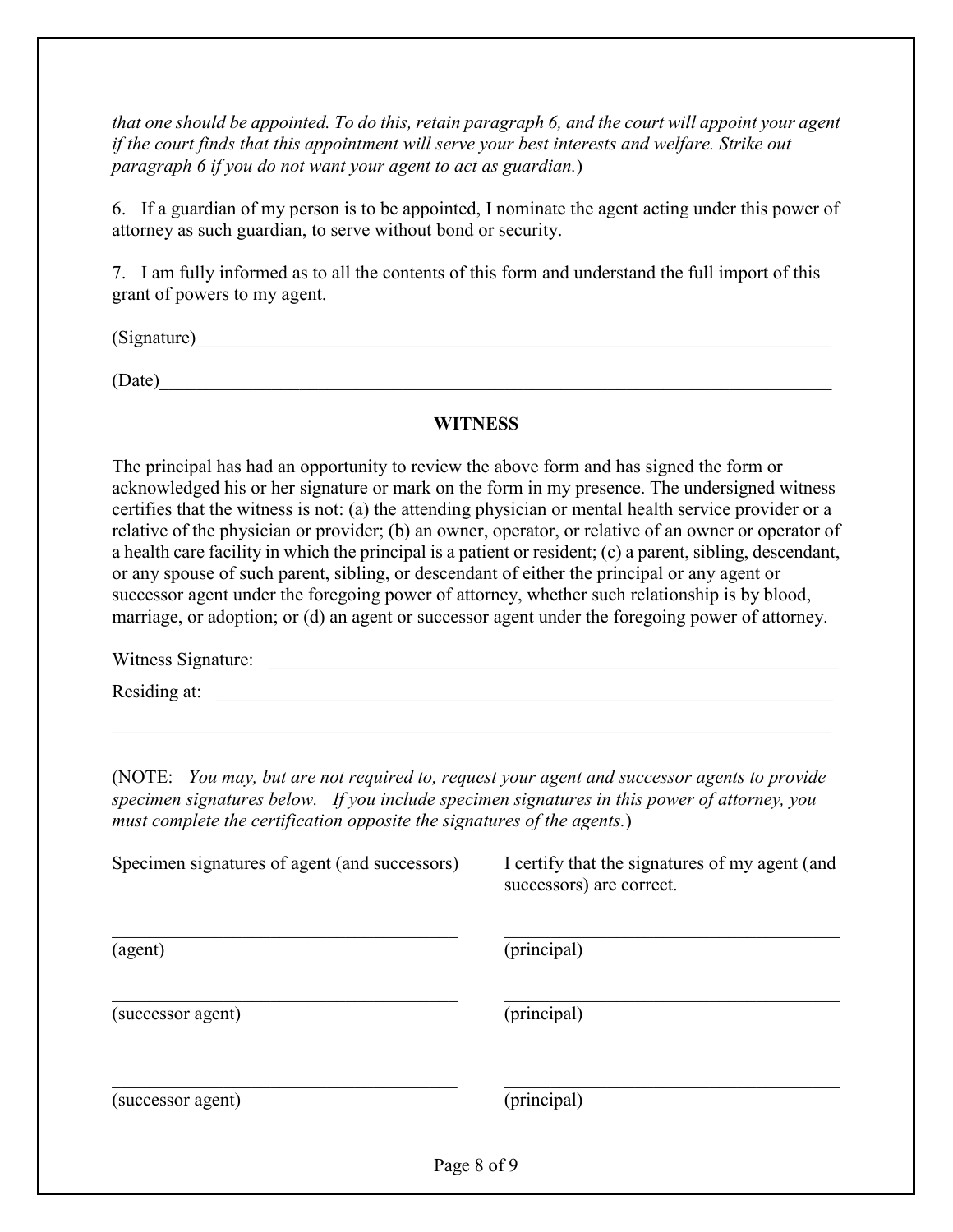*that one should be appointed. To do this, retain paragraph 6, and the court will appoint your agent if the court finds that this appointment will serve your best interests and welfare. Strike out paragraph 6 if you do not want your agent to act as guardian.*)

6. If a guardian of my person is to be appointed, I nominate the agent acting under this power of attorney as such guardian, to serve without bond or security.

7. I am fully informed as to all the contents of this form and understand the full import of this grant of powers to my agent.

(Signature)\_\_\_\_\_\_\_\_\_\_\_\_\_\_\_\_\_\_\_\_\_\_\_\_\_\_\_\_\_\_\_\_\_\_\_\_\_\_\_\_\_\_\_\_\_\_\_\_\_\_\_\_\_\_\_\_\_\_

(Date)\_\_\_\_\_\_\_\_\_\_\_\_\_\_\_\_\_\_\_\_\_\_\_\_\_\_\_\_\_\_\_\_\_\_\_\_\_\_\_\_\_\_\_\_\_\_\_\_\_\_\_\_\_\_\_\_\_\_\_\_\_

**WITNESS**

The principal has had an opportunity to review the above form and has signed the form or acknowledged his or her signature or mark on the form in my presence. The undersigned witness certifies that the witness is not: (a) the attending physician or mental health service provider or a relative of the physician or provider; (b) an owner, operator, or relative of an owner or operator of a health care facility in which the principal is a patient or resident; (c) a parent, sibling, descendant, or any spouse of such parent, sibling, or descendant of either the principal or any agent or successor agent under the foregoing power of attorney, whether such relationship is by blood, marriage, or adoption; or (d) an agent or successor agent under the foregoing power of attorney.

Witness Signature: \_\_\_\_\_\_\_\_\_\_\_\_\_\_\_\_\_\_\_\_\_\_\_\_\_\_\_\_\_\_\_\_\_\_\_\_\_\_\_\_\_\_\_\_\_\_\_\_\_\_

Residing at: \_\_\_\_\_\_\_\_\_\_\_\_\_\_\_\_\_\_\_\_\_\_\_\_\_\_\_\_\_\_\_\_\_\_\_\_\_\_\_\_\_\_\_\_\_\_\_\_\_\_\_\_\_\_

\_\_\_\_\_\_\_\_\_\_\_\_\_\_\_\_\_\_\_\_\_\_\_\_\_\_\_\_\_\_\_\_\_\_\_\_\_\_\_\_\_\_\_\_\_\_\_\_\_\_\_\_\_\_\_\_\_\_\_\_\_\_\_\_\_\_

(NOTE: *You may, but are not required to, request your agent and successor agents to provide specimen signatures below. If you include specimen signatures in this power of attorney, you must complete the certification opposite the signatures of the agents.*)

| Specimen signatures of agent (and successors) | I certify that the signatures of my agent (and successors) are correct. |
|---|---|
| \_\_\_\_\_\_\_\_\_\_\_\_\_\_\_\_\_\_\_\_\_\_\_\_\_\_\_\_ (agent) | \_\_\_\_\_\_\_\_\_\_\_\_\_\_\_\_\_\_\_\_\_\_\_\_\_\_\_\_ (principal) |
| \_\_\_\_\_\_\_\_\_\_\_\_\_\_\_\_\_\_\_\_\_\_\_\_\_\_\_\_ (successor agent) | \_\_\_\_\_\_\_\_\_\_\_\_\_\_\_\_\_\_\_\_\_\_\_\_\_\_\_\_ (principal) |
| \_\_\_\_\_\_\_\_\_\_\_\_\_\_\_\_\_\_\_\_\_\_\_\_\_\_\_\_ (successor agent) | \_\_\_\_\_\_\_\_\_\_\_\_\_\_\_\_\_\_\_\_\_\_\_\_\_\_\_\_ (principal) |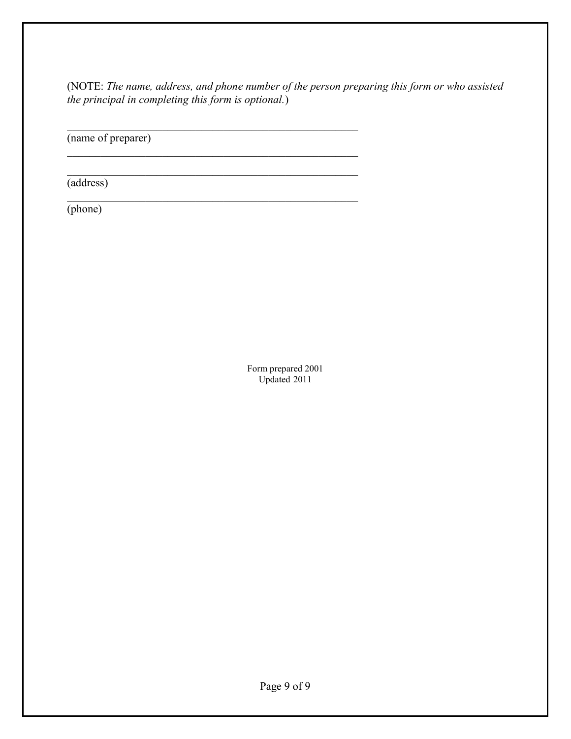(NOTE: *The name, address, and phone number of the person preparing this form or who assisted the principal in completing this form is optional.*)

\_\_\_\_\_\_\_\_\_\_\_\_\_\_\_\_\_\_\_\_\_\_\_\_\_\_\_\_\_\_\_\_\_\_\_\_\_\_\_\_\_\_\_\_\_\_\_\_

(name of preparer)

\_\_\_\_\_\_\_\_\_\_\_\_\_\_\_\_\_\_\_\_\_\_\_\_\_\_\_\_\_\_\_\_\_\_\_\_\_\_\_\_\_\_\_\_\_\_\_\_

\_\_\_\_\_\_\_\_\_\_\_\_\_\_\_\_\_\_\_\_\_\_\_\_\_\_\_\_\_\_\_\_\_\_\_\_\_\_\_\_\_\_\_\_\_\_\_\_

(address)

\_\_\_\_\_\_\_\_\_\_\_\_\_\_\_\_\_\_\_\_\_\_\_\_\_\_\_\_\_\_\_\_\_\_\_\_\_\_\_\_\_\_\_\_\_\_\_\_

(phone)

Form prepared 2001
Updated 2011